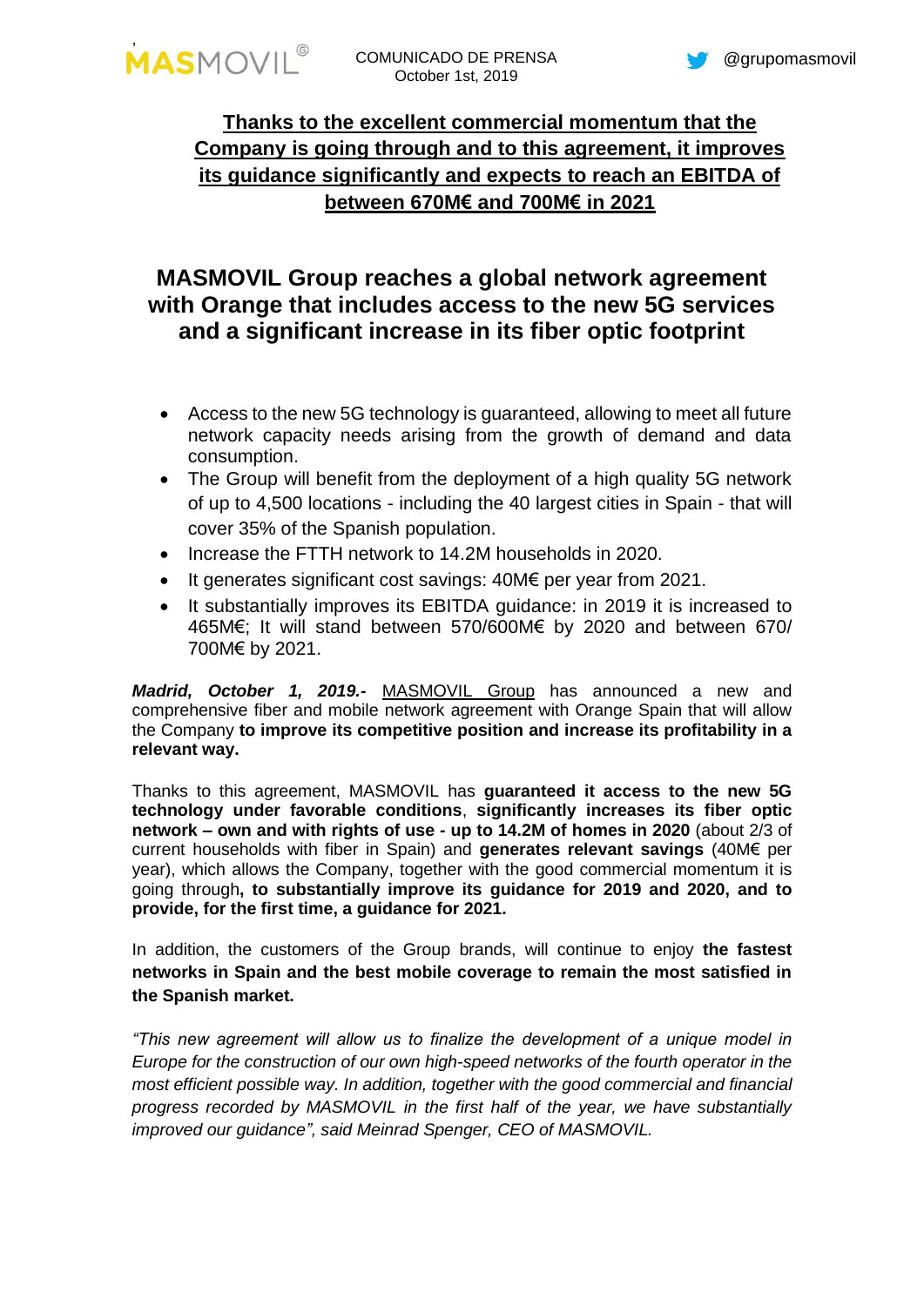MASMOVIL

COMUNICADO DE PRENSA
October 1st, 2019

@grupomasmovil

**Thanks to the excellent commercial momentum that the Company is going through and to this agreement, it improves its guidance significantly and expects to reach an EBITDA of between 670M€ and 700M€ in 2021**

# MASMOVIL Group reaches a global network agreement with Orange that includes access to the new 5G services and a significant increase in its fiber optic footprint

- Access to the new 5G technology is guaranteed, allowing to meet all future network capacity needs arising from the growth of demand and data consumption.
- The Group will benefit from the deployment of a high quality 5G network of up to 4,500 locations - including the 40 largest cities in Spain - that will cover 35% of the Spanish population.
- Increase the FTTH network to 14.2M households in 2020.
- It generates significant cost savings: 40M€ per year from 2021.
- It substantially improves its EBITDA guidance: in 2019 it is increased to 465M€; It will stand between 570/600M€ by 2020 and between 670/ 700M€ by 2021.

***Madrid, October 1, 2019.-*** MASMOVIL Group has announced a new and comprehensive fiber and mobile network agreement with Orange Spain that will allow the Company **to improve its competitive position and increase its profitability in a relevant way.**

Thanks to this agreement, MASMOVIL has **guaranteed it access to the new 5G technology under favorable conditions**, **significantly increases its fiber optic network – own and with rights of use - up to 14.2M of homes in 2020** (about 2/3 of current households with fiber in Spain) and **generates relevant savings** (40M€ per year), which allows the Company, together with the good commercial momentum it is going through**, to substantially improve its guidance for 2019 and 2020, and to provide, for the first time, a guidance for 2021.**

In addition, the customers of the Group brands, will continue to enjoy **the fastest networks in Spain and the best mobile coverage to remain the most satisfied in the Spanish market.**

*"This new agreement will allow us to finalize the development of a unique model in Europe for the construction of our own high-speed networks of the fourth operator in the most efficient possible way. In addition, together with the good commercial and financial progress recorded by MASMOVIL in the first half of the year, we have substantially improved our guidance", said Meinrad Spenger, CEO of MASMOVIL.*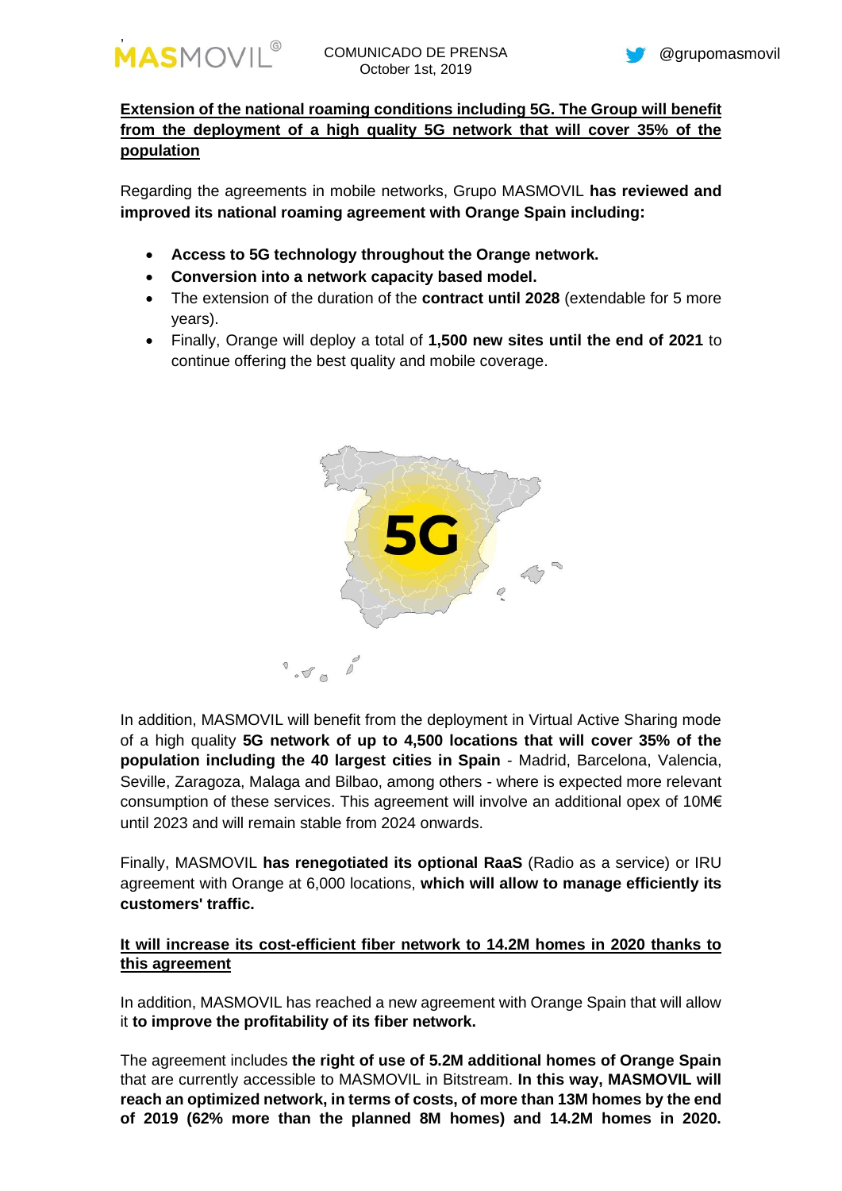**Extension of the national roaming conditions including 5G. The Group will benefit from the deployment of a high quality 5G network that will cover 35% of the population**

Regarding the agreements in mobile networks, Grupo MASMOVIL **has reviewed and improved its national roaming agreement with Orange Spain including:**

- **Access to 5G technology throughout the Orange network.**
- **Conversion into a network capacity based model.**
- The extension of the duration of the **contract until 2028** (extendable for 5 more years).
- Finally, Orange will deploy a total of **1,500 new sites until the end of 2021** to continue offering the best quality and mobile coverage.

In addition, MASMOVIL will benefit from the deployment in Virtual Active Sharing mode of a high quality **5G network of up to 4,500 locations that will cover 35% of the population including the 40 largest cities in Spain** - Madrid, Barcelona, Valencia, Seville, Zaragoza, Malaga and Bilbao, among others - where is expected more relevant consumption of these services. This agreement will involve an additional opex of 10M€ until 2023 and will remain stable from 2024 onwards.

Finally, MASMOVIL **has renegotiated its optional RaaS** (Radio as a service) or IRU agreement with Orange at 6,000 locations, **which will allow to manage efficiently its customers' traffic.**

**It will increase its cost-efficient fiber network to 14.2M homes in 2020 thanks to this agreement**

In addition, MASMOVIL has reached a new agreement with Orange Spain that will allow it **to improve the profitability of its fiber network.**

The agreement includes **the right of use of 5.2M additional homes of Orange Spain** that are currently accessible to MASMOVIL in Bitstream. **In this way, MASMOVIL will reach an optimized network, in terms of costs, of more than 13M homes by the end of 2019 (62% more than the planned 8M homes) and 14.2M homes in 2020.**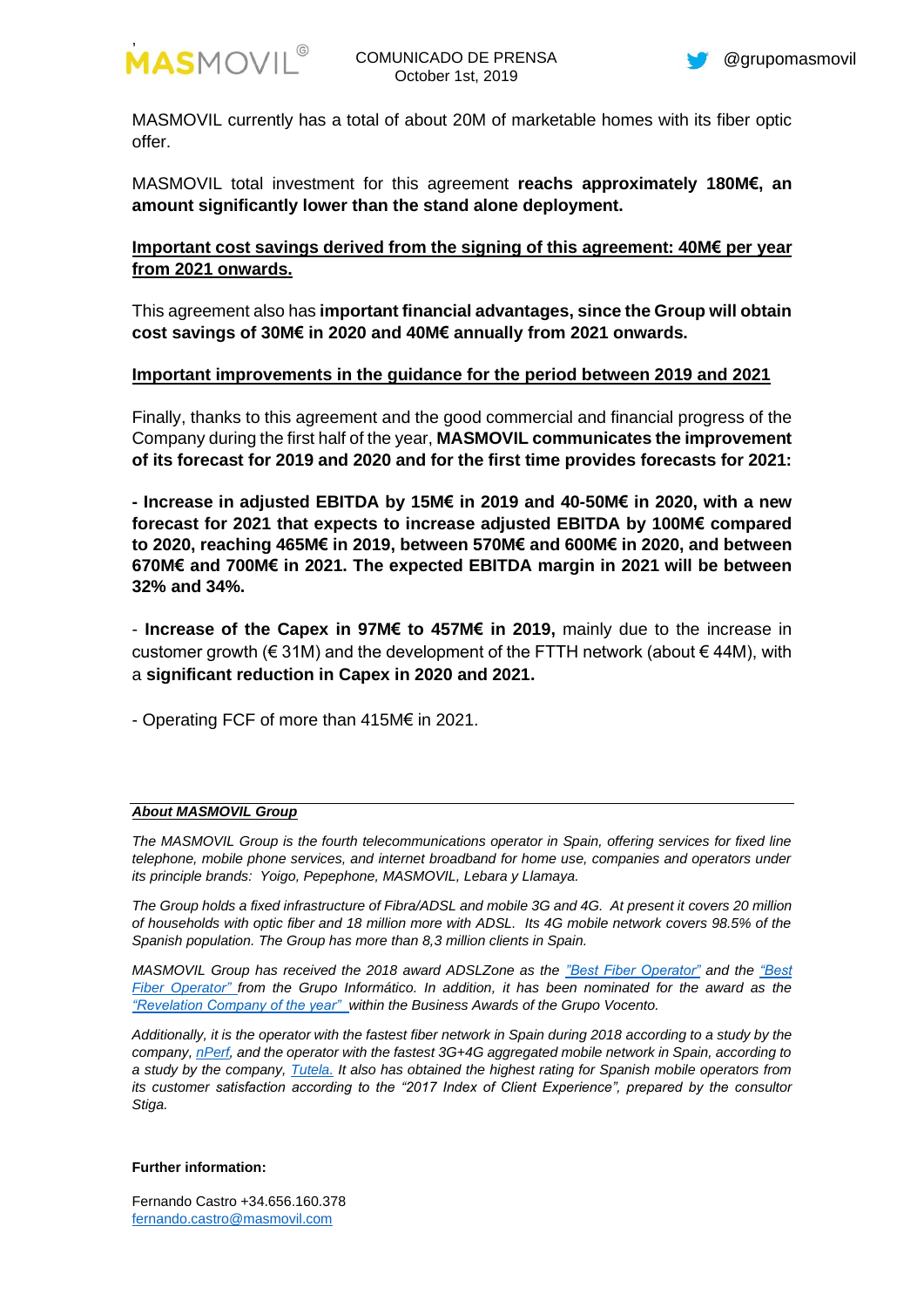MASMOVIL currently has a total of about 20M of marketable homes with its fiber optic offer.

MASMOVIL total investment for this agreement **reachs approximately 180M€, an amount significantly lower than the stand alone deployment.**

**Important cost savings derived from the signing of this agreement: 40M€ per year from 2021 onwards.**

This agreement also has **important financial advantages, since the Group will obtain cost savings of 30M€ in 2020 and 40M€ annually from 2021 onwards.**

**Important improvements in the guidance for the period between 2019 and 2021**

Finally, thanks to this agreement and the good commercial and financial progress of the Company during the first half of the year, **MASMOVIL communicates the improvement of its forecast for 2019 and 2020 and for the first time provides forecasts for 2021:**

**- Increase in adjusted EBITDA by 15M€ in 2019 and 40-50M€ in 2020, with a new forecast for 2021 that expects to increase adjusted EBITDA by 100M€ compared to 2020, reaching 465M€ in 2019, between 570M€ and 600M€ in 2020, and between 670M€ and 700M€ in 2021. The expected EBITDA margin in 2021 will be between 32% and 34%.**

- **Increase of the Capex in 97M€ to 457M€ in 2019,** mainly due to the increase in customer growth (€ 31M) and the development of the FTTH network (about € 44M), with a **significant reduction in Capex in 2020 and 2021.**

- Operating FCF of more than 415M€ in 2021.

***About MASMOVIL Group***

*The MASMOVIL Group is the fourth telecommunications operator in Spain, offering services for fixed line telephone, mobile phone services, and internet broadband for home use, companies and operators under its principle brands: Yoigo, Pepephone, MASMOVIL, Lebara y Llamaya.*

*The Group holds a fixed infrastructure of Fibra/ADSL and mobile 3G and 4G. At present it covers 20 million of households with optic fiber and 18 million more with ADSL. Its 4G mobile network covers 98.5% of the Spanish population. The Group has more than 8,3 million clients in Spain.*

*MASMOVIL Group has received the 2018 award ADSLZone as the "Best Fiber Operator" and the "Best Fiber Operator" from the Grupo Informático. In addition, it has been nominated for the award as the "Revelation Company of the year" within the Business Awards of the Grupo Vocento.*

*Additionally, it is the operator with the fastest fiber network in Spain during 2018 according to a study by the company, nPerf, and the operator with the fastest 3G+4G aggregated mobile network in Spain, according to a study by the company, Tutela. It also has obtained the highest rating for Spanish mobile operators from its customer satisfaction according to the "2017 Index of Client Experience", prepared by the consultor Stiga.*

**Further information:**

Fernando Castro +34.656.160.378
fernando.castro@masmovil.com